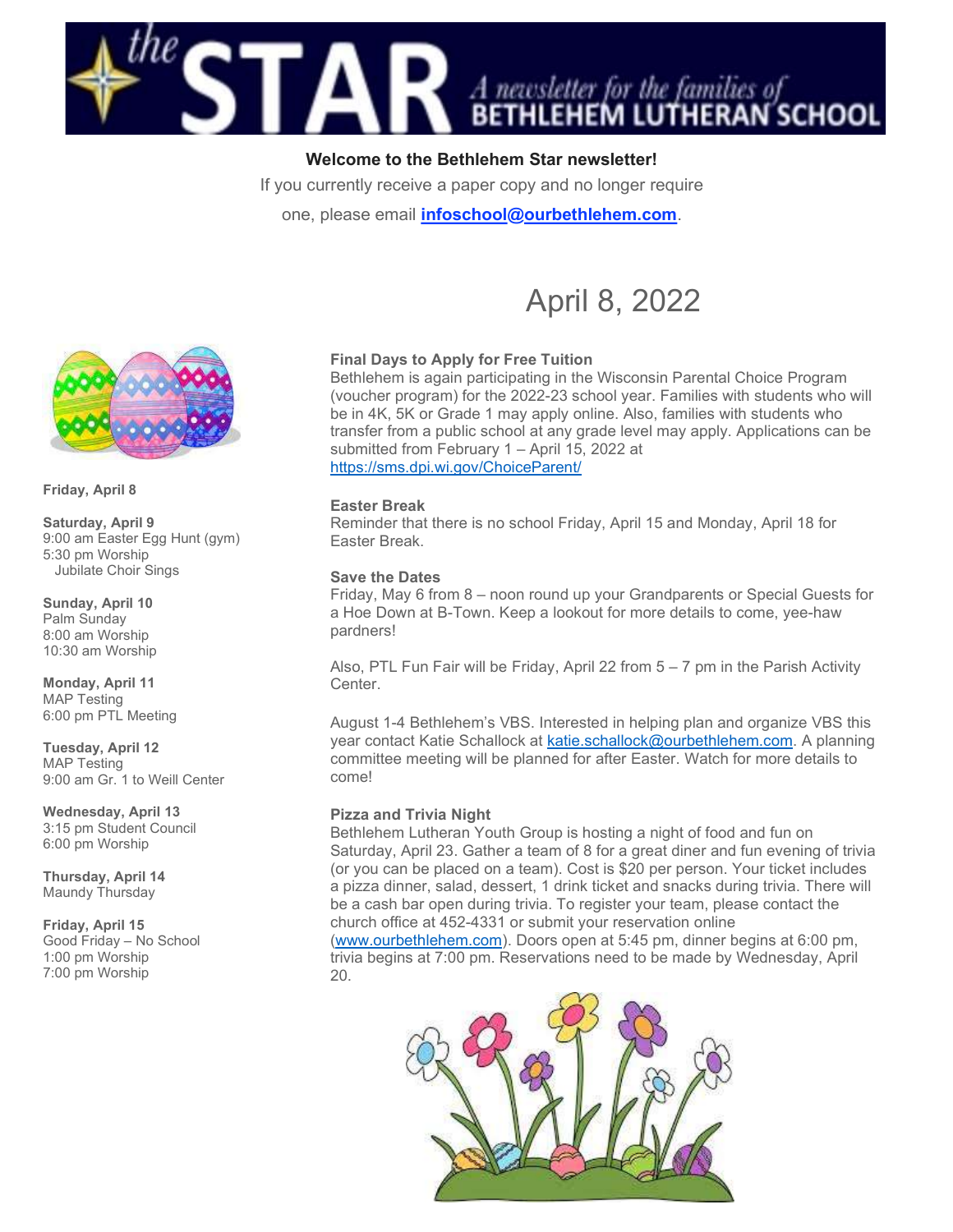# the STAR — A newsletter for the families of BETHLEHEM LUTHERAN SCHOOL

**Welcome to the Bethlehem Star newsletter!**

If you currently receive a paper copy and no longer require one, please email **infoschool@ourbethlehem.com**.

## April 8, 2022

**Friday, April 8**

**Saturday, April 9**
9:00 am Easter Egg Hunt (gym)
5:30 pm Worship
Jubilate Choir Sings

**Sunday, April 10**
Palm Sunday
8:00 am Worship
10:30 am Worship

**Monday, April 11**
MAP Testing
6:00 pm PTL Meeting

**Tuesday, April 12**
MAP Testing
9:00 am Gr. 1 to Weill Center

**Wednesday, April 13**
3:15 pm Student Council
6:00 pm Worship

**Thursday, April 14**
Maundy Thursday

**Friday, April 15**
Good Friday – No School
1:00 pm Worship
7:00 pm Worship

### Final Days to Apply for Free Tuition

Bethlehem is again participating in the Wisconsin Parental Choice Program (voucher program) for the 2022-23 school year. Families with students who will be in 4K, 5K or Grade 1 may apply online. Also, families with students who transfer from a public school at any grade level may apply. Applications can be submitted from February 1 – April 15, 2022 at https://sms.dpi.wi.gov/ChoiceParent/

### Easter Break

Reminder that there is no school Friday, April 15 and Monday, April 18 for Easter Break.

### Save the Dates

Friday, May 6 from 8 – noon round up your Grandparents or Special Guests for a Hoe Down at B-Town. Keep a lookout for more details to come, yee-haw pardners!

Also, PTL Fun Fair will be Friday, April 22 from 5 – 7 pm in the Parish Activity Center.

August 1-4 Bethlehem's VBS. Interested in helping plan and organize VBS this year contact Katie Schallock at katie.schallock@ourbethlehem.com. A planning committee meeting will be planned for after Easter. Watch for more details to come!

### Pizza and Trivia Night

Bethlehem Lutheran Youth Group is hosting a night of food and fun on Saturday, April 23. Gather a team of 8 for a great diner and fun evening of trivia (or you can be placed on a team). Cost is $20 per person. Your ticket includes a pizza dinner, salad, dessert, 1 drink ticket and snacks during trivia. There will be a cash bar open during trivia. To register your team, please contact the church office at 452-4331 or submit your reservation online (www.ourbethlehem.com). Doors open at 5:45 pm, dinner begins at 6:00 pm, trivia begins at 7:00 pm. Reservations need to be made by Wednesday, April 20.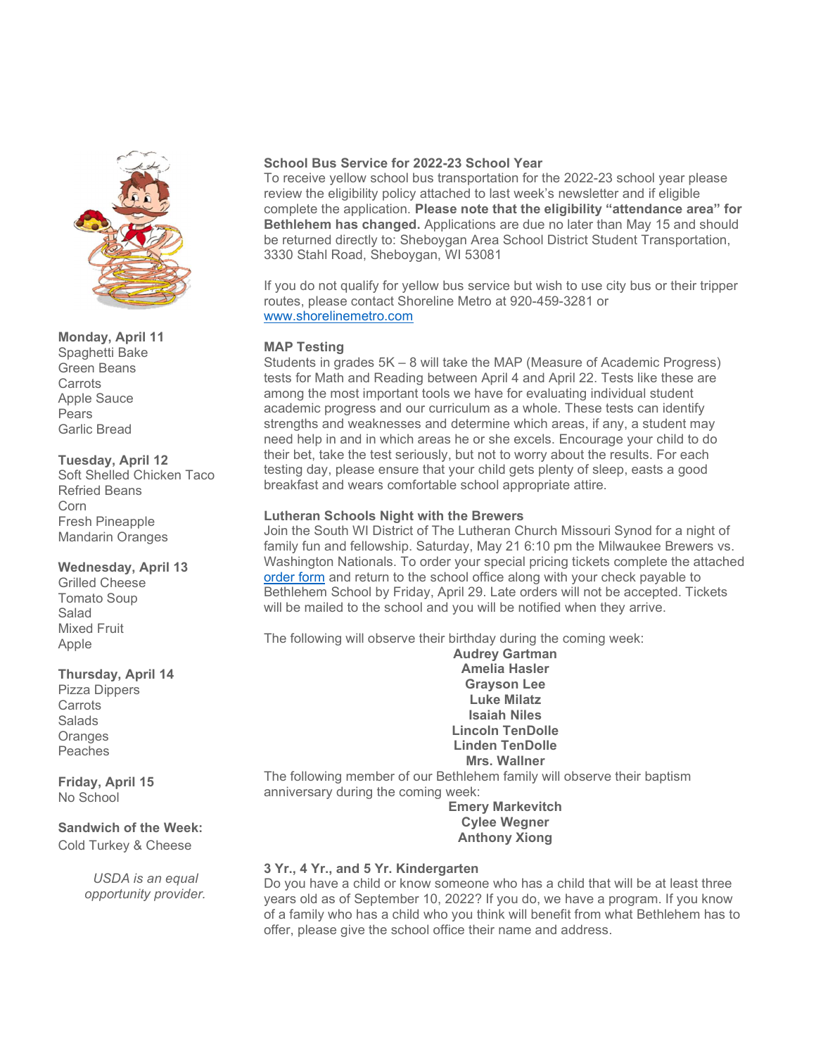**Monday, April 11**
Spaghetti Bake
Green Beans
Carrots
Apple Sauce
Pears
Garlic Bread

**Tuesday, April 12**
Soft Shelled Chicken Taco
Refried Beans
Corn
Fresh Pineapple
Mandarin Oranges

**Wednesday, April 13**
Grilled Cheese
Tomato Soup
Salad
Mixed Fruit
Apple

**Thursday, April 14**
Pizza Dippers
Carrots
Salads
Oranges
Peaches

**Friday, April 15**
No School

**Sandwich of the Week:**
Cold Turkey & Cheese

*USDA is an equal opportunity provider.*

**School Bus Service for 2022-23 School Year**

To receive yellow school bus transportation for the 2022-23 school year please review the eligibility policy attached to last week's newsletter and if eligible complete the application. **Please note that the eligibility "attendance area" for Bethlehem has changed.** Applications are due no later than May 15 and should be returned directly to: Sheboygan Area School District Student Transportation, 3330 Stahl Road, Sheboygan, WI 53081

If you do not qualify for yellow bus service but wish to use city bus or their tripper routes, please contact Shoreline Metro at 920-459-3281 or www.shorelinemetro.com

**MAP Testing**

Students in grades 5K – 8 will take the MAP (Measure of Academic Progress) tests for Math and Reading between April 4 and April 22. Tests like these are among the most important tools we have for evaluating individual student academic progress and our curriculum as a whole. These tests can identify strengths and weaknesses and determine which areas, if any, a student may need help in and in which areas he or she excels. Encourage your child to do their bet, take the test seriously, but not to worry about the results. For each testing day, please ensure that your child gets plenty of sleep, easts a good breakfast and wears comfortable school appropriate attire.

**Lutheran Schools Night with the Brewers**

Join the South WI District of The Lutheran Church Missouri Synod for a night of family fun and fellowship. Saturday, May 21 6:10 pm the Milwaukee Brewers vs. Washington Nationals. To order your special pricing tickets complete the attached order form and return to the school office along with your check payable to Bethlehem School by Friday, April 29. Late orders will not be accepted. Tickets will be mailed to the school and you will be notified when they arrive.

The following will observe their birthday during the coming week:

**Audrey Gartman**
**Amelia Hasler**
**Grayson Lee**
**Luke Milatz**
**Isaiah Niles**
**Lincoln TenDolle**
**Linden TenDolle**
**Mrs. Wallner**

The following member of our Bethlehem family will observe their baptism anniversary during the coming week:

**Emery Markevitch**
**Cylee Wegner**
**Anthony Xiong**

**3 Yr., 4 Yr., and 5 Yr. Kindergarten**

Do you have a child or know someone who has a child that will be at least three years old as of September 10, 2022? If you do, we have a program. If you know of a family who has a child who you think will benefit from what Bethlehem has to offer, please give the school office their name and address.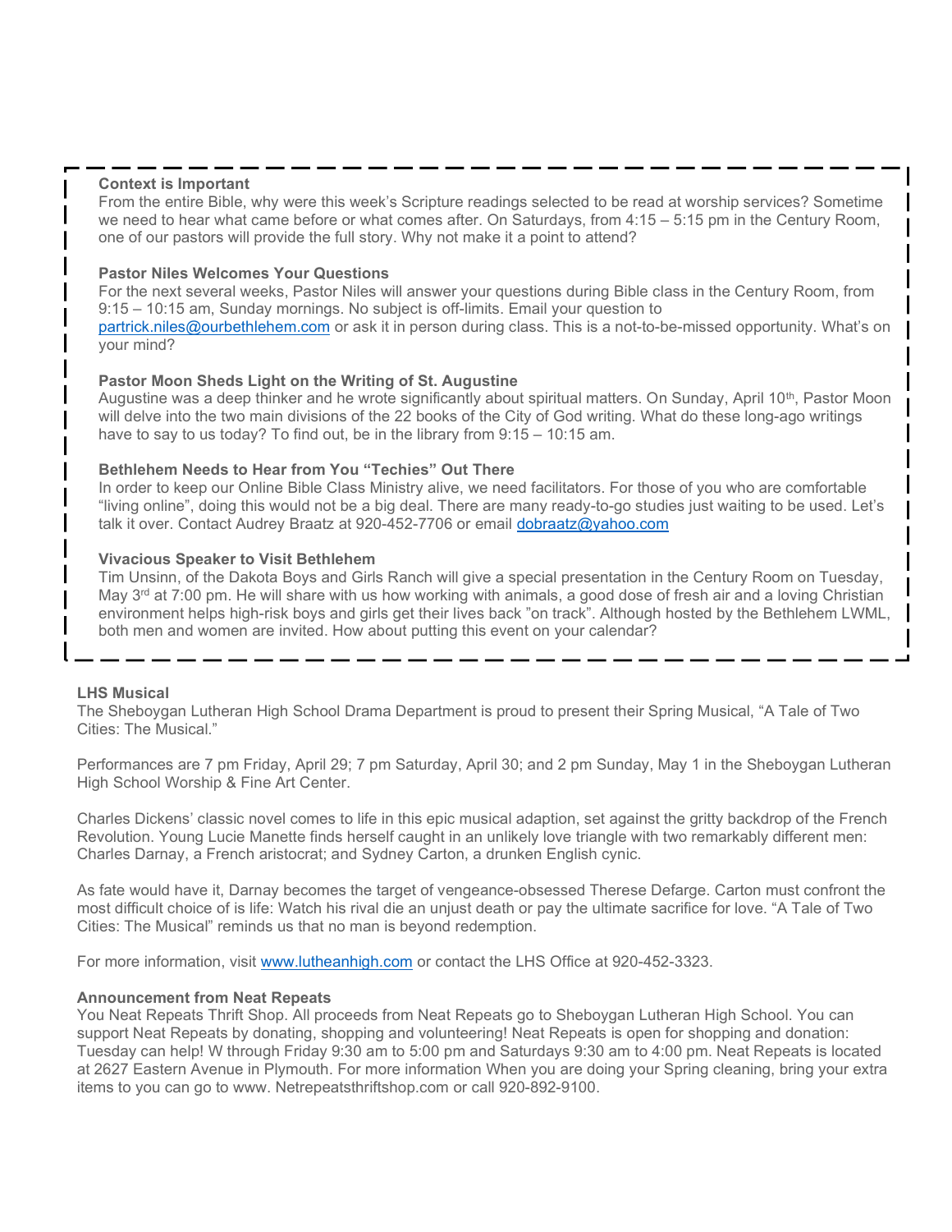**Context is Important**

From the entire Bible, why were this week's Scripture readings selected to be read at worship services? Sometime we need to hear what came before or what comes after. On Saturdays, from 4:15 – 5:15 pm in the Century Room, one of our pastors will provide the full story. Why not make it a point to attend?

**Pastor Niles Welcomes Your Questions**

For the next several weeks, Pastor Niles will answer your questions during Bible class in the Century Room, from 9:15 – 10:15 am, Sunday mornings. No subject is off-limits. Email your question to partrick.niles@ourbethlehem.com or ask it in person during class. This is a not-to-be-missed opportunity. What's on your mind?

**Pastor Moon Sheds Light on the Writing of St. Augustine**

Augustine was a deep thinker and he wrote significantly about spiritual matters. On Sunday, April 10th, Pastor Moon will delve into the two main divisions of the 22 books of the City of God writing. What do these long-ago writings have to say to us today? To find out, be in the library from 9:15 – 10:15 am.

**Bethlehem Needs to Hear from You "Techies" Out There**

In order to keep our Online Bible Class Ministry alive, we need facilitators. For those of you who are comfortable "living online", doing this would not be a big deal. There are many ready-to-go studies just waiting to be used. Let's talk it over. Contact Audrey Braatz at 920-452-7706 or email dobraatz@yahoo.com

**Vivacious Speaker to Visit Bethlehem**

Tim Unsinn, of the Dakota Boys and Girls Ranch will give a special presentation in the Century Room on Tuesday, May 3rd at 7:00 pm. He will share with us how working with animals, a good dose of fresh air and a loving Christian environment helps high-risk boys and girls get their lives back "on track". Although hosted by the Bethlehem LWML, both men and women are invited. How about putting this event on your calendar?

**LHS Musical**

The Sheboygan Lutheran High School Drama Department is proud to present their Spring Musical, "A Tale of Two Cities: The Musical."

Performances are 7 pm Friday, April 29; 7 pm Saturday, April 30; and 2 pm Sunday, May 1 in the Sheboygan Lutheran High School Worship & Fine Art Center.

Charles Dickens' classic novel comes to life in this epic musical adaption, set against the gritty backdrop of the French Revolution. Young Lucie Manette finds herself caught in an unlikely love triangle with two remarkably different men: Charles Darnay, a French aristocrat; and Sydney Carton, a drunken English cynic.

As fate would have it, Darnay becomes the target of vengeance-obsessed Therese Defarge. Carton must confront the most difficult choice of is life: Watch his rival die an unjust death or pay the ultimate sacrifice for love. "A Tale of Two Cities: The Musical" reminds us that no man is beyond redemption.

For more information, visit www.lutheanhigh.com or contact the LHS Office at 920-452-3323.

**Announcement from Neat Repeats**

You Neat Repeats Thrift Shop. All proceeds from Neat Repeats go to Sheboygan Lutheran High School. You can support Neat Repeats by donating, shopping and volunteering! Neat Repeats is open for shopping and donation: Tuesday can help! W through Friday 9:30 am to 5:00 pm and Saturdays 9:30 am to 4:00 pm. Neat Repeats is located at 2627 Eastern Avenue in Plymouth. For more information When you are doing your Spring cleaning, bring your extra items to you can go to www. Netrepeatsthriftshop.com or call 920-892-9100.